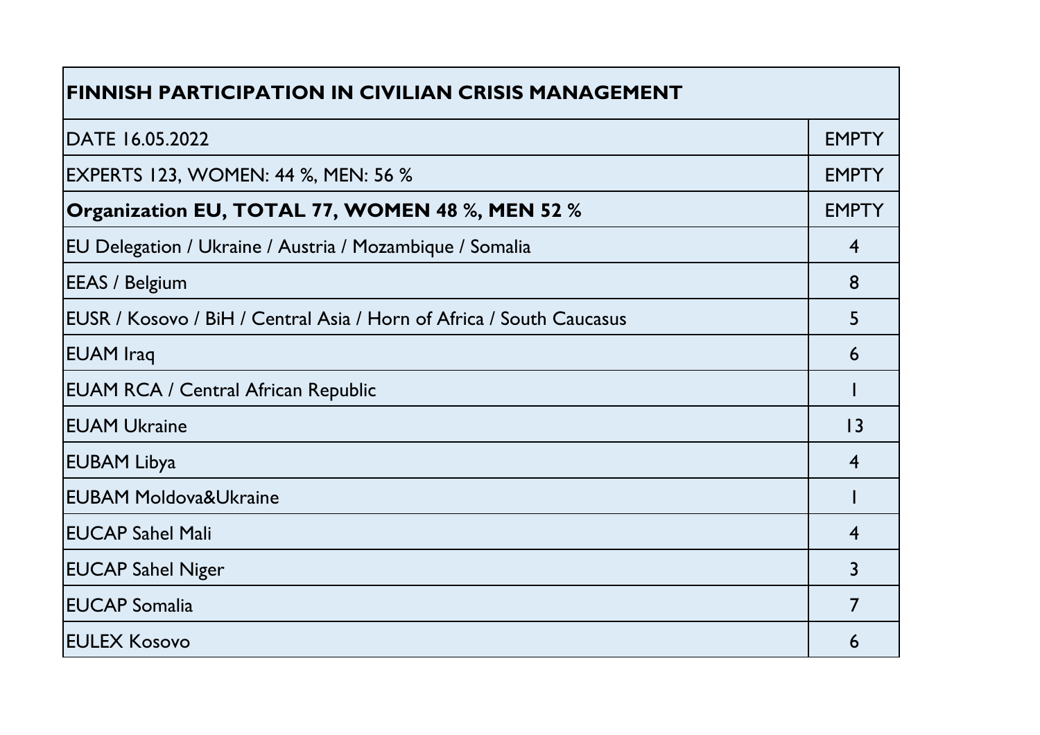| FINNISH PARTICIPATION IN CIVILIAN CRISIS MANAGEMENT | |
|---|---|
| DATE 16.05.2022 | EMPTY |
| EXPERTS 123, WOMEN: 44 %, MEN: 56 % | EMPTY |
| **Organization EU, TOTAL 77, WOMEN 48 %, MEN 52 %** | EMPTY |
| EU Delegation / Ukraine / Austria / Mozambique / Somalia | 4 |
| EEAS / Belgium | 8 |
| EUSR / Kosovo / BiH / Central Asia / Horn of Africa / South Caucasus | 5 |
| EUAM Iraq | 6 |
| EUAM RCA / Central African Republic | 1 |
| EUAM Ukraine | 13 |
| EUBAM Libya | 4 |
| EUBAM Moldova&Ukraine | 1 |
| EUCAP Sahel Mali | 4 |
| EUCAP Sahel Niger | 3 |
| EUCAP Somalia | 7 |
| EULEX Kosovo | 6 |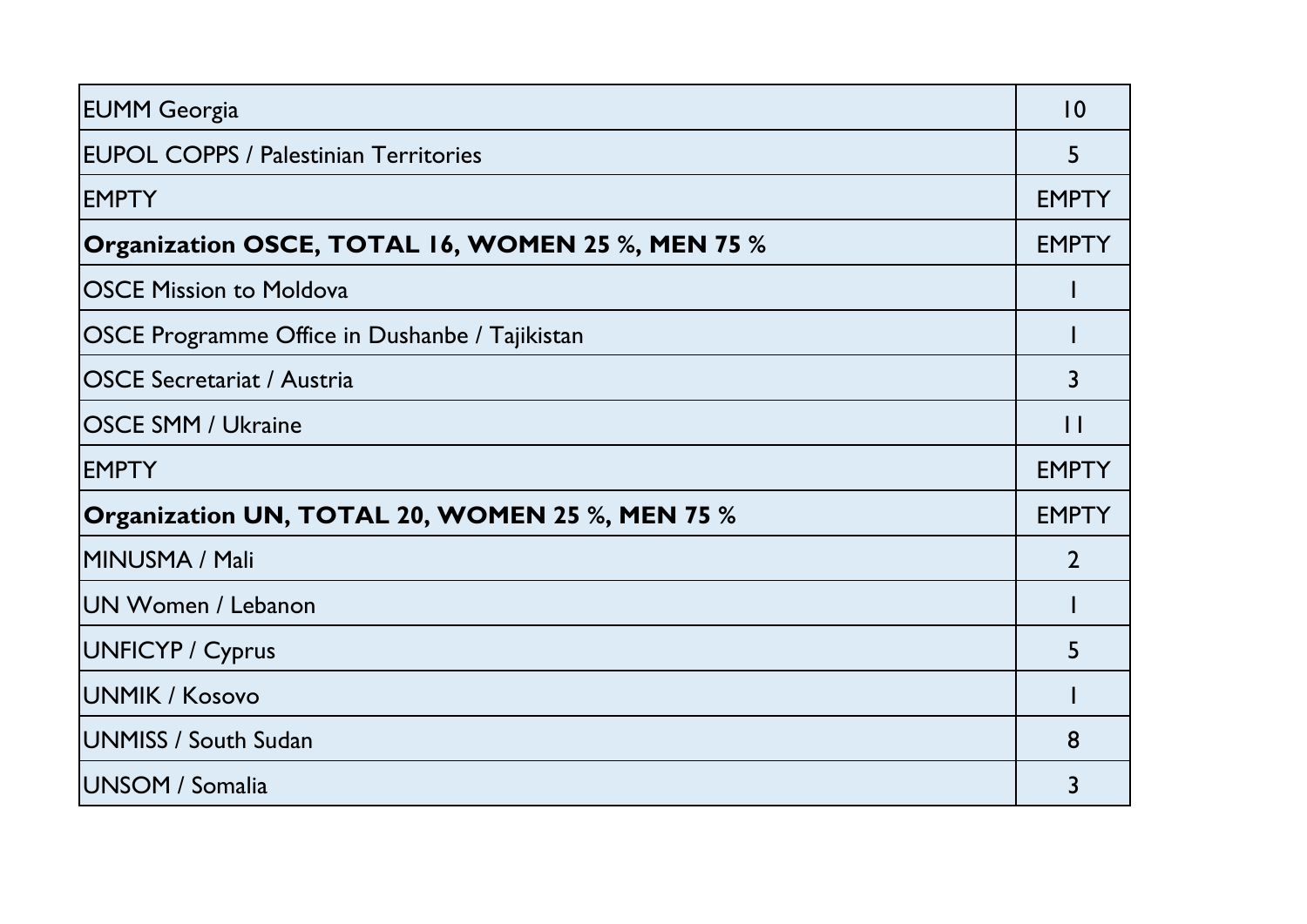| | |
|---|---|
| EUMM Georgia | 10 |
| EUPOL COPPS / Palestinian Territories | 5 |
| EMPTY | EMPTY |
| **Organization OSCE, TOTAL 16, WOMEN 25 %, MEN 75 %** | EMPTY |
| OSCE Mission to Moldova | 1 |
| OSCE Programme Office in Dushanbe / Tajikistan | 1 |
| OSCE Secretariat / Austria | 3 |
| OSCE SMM / Ukraine | 11 |
| EMPTY | EMPTY |
| **Organization UN, TOTAL 20, WOMEN 25 %, MEN 75 %** | EMPTY |
| MINUSMA / Mali | 2 |
| UN Women / Lebanon | 1 |
| UNFICYP / Cyprus | 5 |
| UNMIK / Kosovo | 1 |
| UNMISS / South Sudan | 8 |
| UNSOM / Somalia | 3 |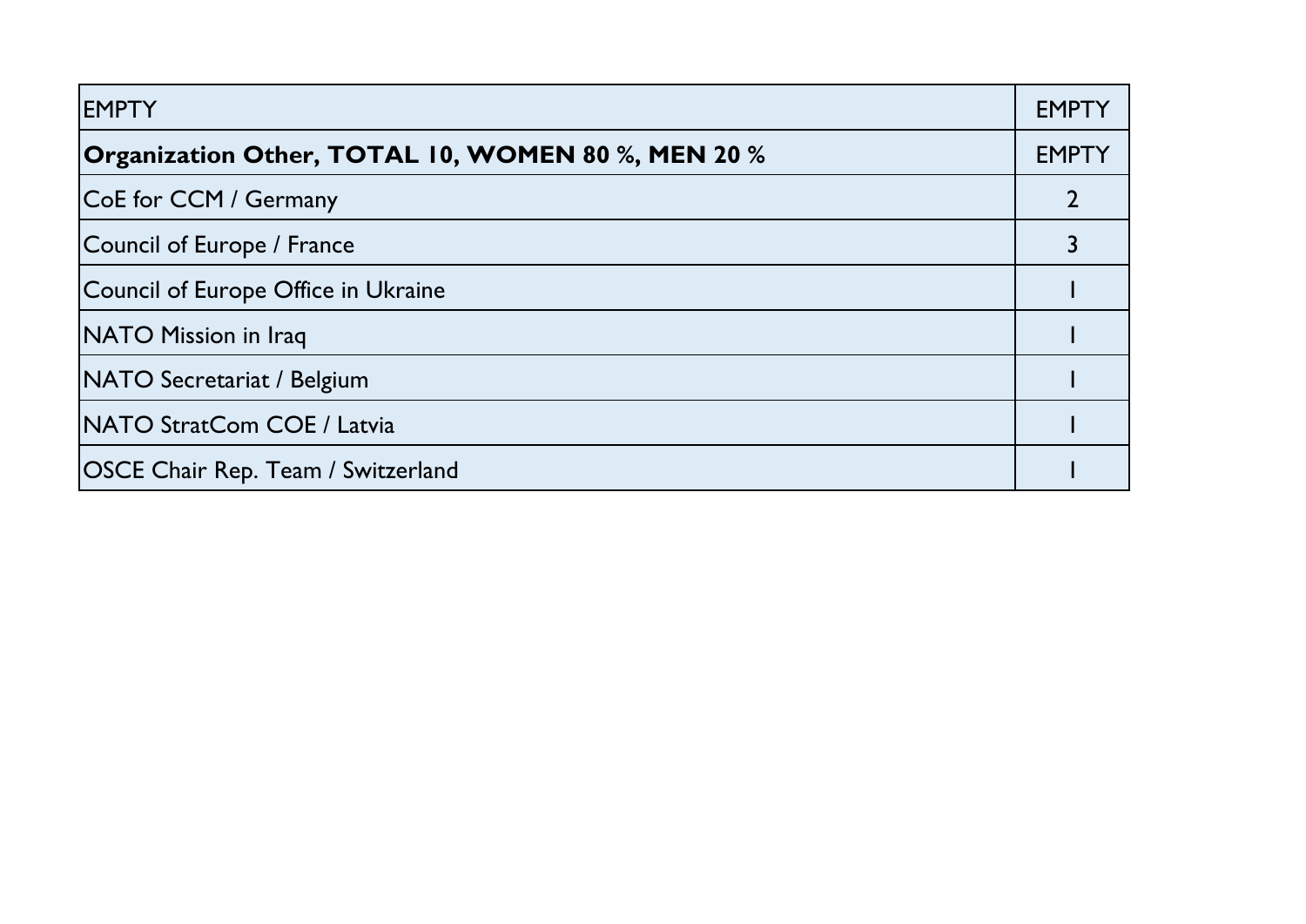| | |
|---|---|
| EMPTY | EMPTY |
| **Organization Other, TOTAL 10, WOMEN 80 %, MEN 20 %** | EMPTY |
| CoE for CCM / Germany | 2 |
| Council of Europe / France | 3 |
| Council of Europe Office in Ukraine | 1 |
| NATO Mission in Iraq | 1 |
| NATO Secretariat / Belgium | 1 |
| NATO StratCom COE / Latvia | 1 |
| OSCE Chair Rep. Team / Switzerland | 1 |